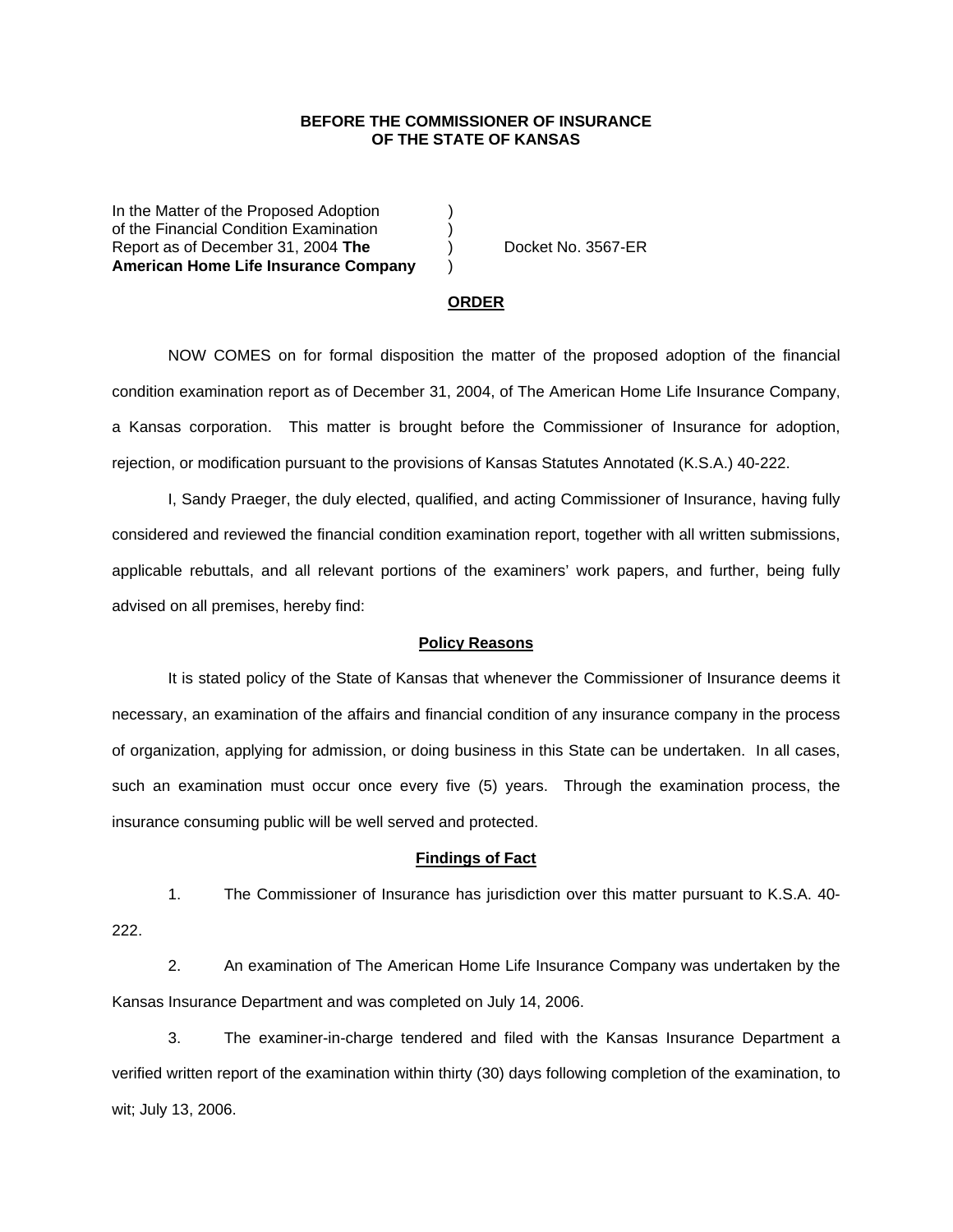**BEFORE THE COMMISSIONER OF INSURANCE**
**OF THE STATE OF KANSAS**

In the Matter of the Proposed Adoption )
of the Financial Condition Examination )
Report as of December 31, 2004 **The** ) Docket No. 3567-ER
**American Home Life Insurance Company** )

**ORDER**

NOW COMES on for formal disposition the matter of the proposed adoption of the financial condition examination report as of December 31, 2004, of The American Home Life Insurance Company, a Kansas corporation. This matter is brought before the Commissioner of Insurance for adoption, rejection, or modification pursuant to the provisions of Kansas Statutes Annotated (K.S.A.) 40-222.

I, Sandy Praeger, the duly elected, qualified, and acting Commissioner of Insurance, having fully considered and reviewed the financial condition examination report, together with all written submissions, applicable rebuttals, and all relevant portions of the examiners' work papers, and further, being fully advised on all premises, hereby find:

**Policy Reasons**

It is stated policy of the State of Kansas that whenever the Commissioner of Insurance deems it necessary, an examination of the affairs and financial condition of any insurance company in the process of organization, applying for admission, or doing business in this State can be undertaken. In all cases, such an examination must occur once every five (5) years. Through the examination process, the insurance consuming public will be well served and protected.

**Findings of Fact**

1. The Commissioner of Insurance has jurisdiction over this matter pursuant to K.S.A. 40-222.

2. An examination of The American Home Life Insurance Company was undertaken by the Kansas Insurance Department and was completed on July 14, 2006.

3. The examiner-in-charge tendered and filed with the Kansas Insurance Department a verified written report of the examination within thirty (30) days following completion of the examination, to wit; July 13, 2006.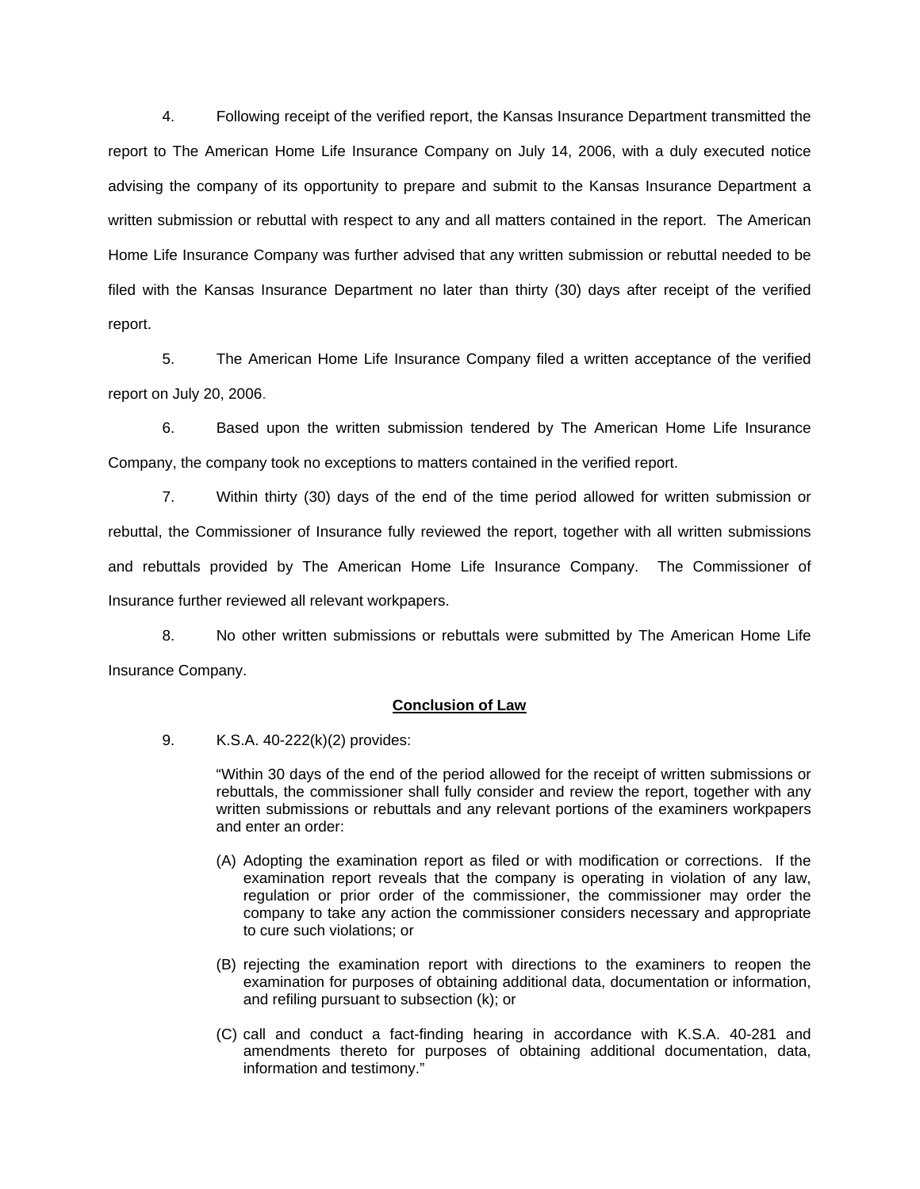4. Following receipt of the verified report, the Kansas Insurance Department transmitted the report to The American Home Life Insurance Company on July 14, 2006, with a duly executed notice advising the company of its opportunity to prepare and submit to the Kansas Insurance Department a written submission or rebuttal with respect to any and all matters contained in the report. The American Home Life Insurance Company was further advised that any written submission or rebuttal needed to be filed with the Kansas Insurance Department no later than thirty (30) days after receipt of the verified report.

5. The American Home Life Insurance Company filed a written acceptance of the verified report on July 20, 2006.

6. Based upon the written submission tendered by The American Home Life Insurance Company, the company took no exceptions to matters contained in the verified report.

7. Within thirty (30) days of the end of the time period allowed for written submission or rebuttal, the Commissioner of Insurance fully reviewed the report, together with all written submissions and rebuttals provided by The American Home Life Insurance Company. The Commissioner of Insurance further reviewed all relevant workpapers.

8. No other written submissions or rebuttals were submitted by The American Home Life Insurance Company.

## Conclusion of Law

9. K.S.A. 40-222(k)(2) provides:

> "Within 30 days of the end of the period allowed for the receipt of written submissions or rebuttals, the commissioner shall fully consider and review the report, together with any written submissions or rebuttals and any relevant portions of the examiners workpapers and enter an order:
>
> (A) Adopting the examination report as filed or with modification or corrections. If the examination report reveals that the company is operating in violation of any law, regulation or prior order of the commissioner, the commissioner may order the company to take any action the commissioner considers necessary and appropriate to cure such violations; or
>
> (B) rejecting the examination report with directions to the examiners to reopen the examination for purposes of obtaining additional data, documentation or information, and refiling pursuant to subsection (k); or
>
> (C) call and conduct a fact-finding hearing in accordance with K.S.A. 40-281 and amendments thereto for purposes of obtaining additional documentation, data, information and testimony."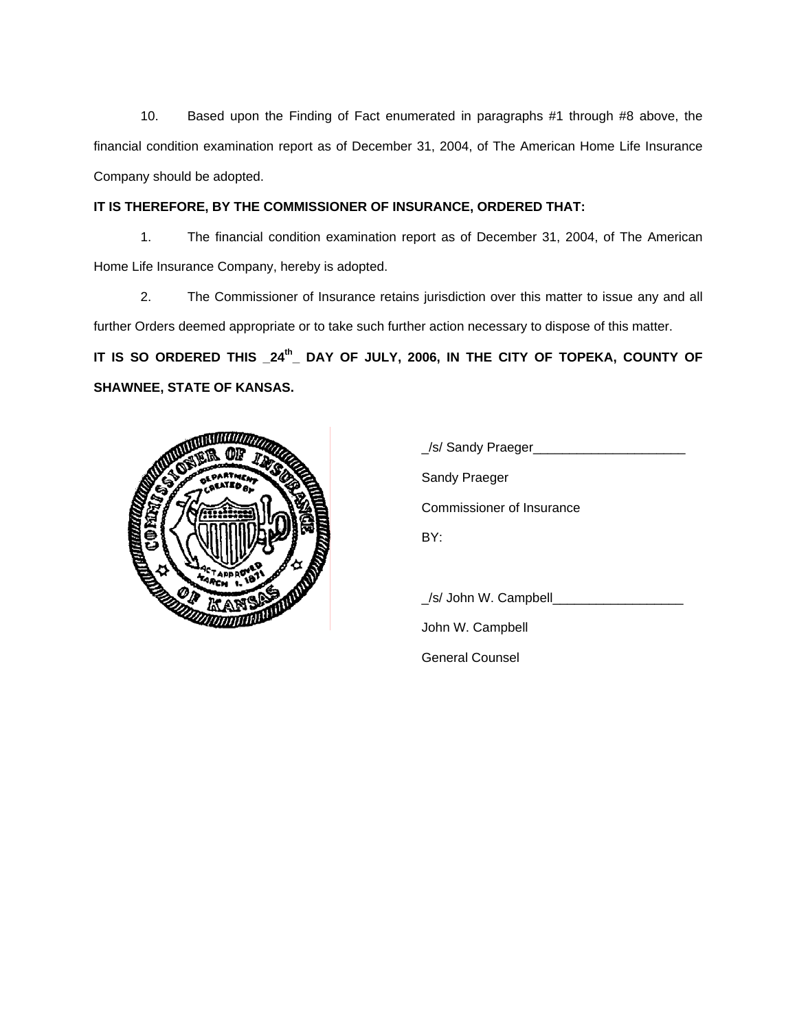10. Based upon the Finding of Fact enumerated in paragraphs #1 through #8 above, the financial condition examination report as of December 31, 2004, of The American Home Life Insurance Company should be adopted.

**IT IS THEREFORE, BY THE COMMISSIONER OF INSURANCE, ORDERED THAT:**

1. The financial condition examination report as of December 31, 2004, of The American Home Life Insurance Company, hereby is adopted.

2. The Commissioner of Insurance retains jurisdiction over this matter to issue any and all further Orders deemed appropriate or to take such further action necessary to dispose of this matter.

**IT IS SO ORDERED THIS _24th_ DAY OF JULY, 2006, IN THE CITY OF TOPEKA, COUNTY OF SHAWNEE, STATE OF KANSAS.**

_/s/ Sandy Praeger_____________________

Sandy Praeger

Commissioner of Insurance

BY:

_/s/ John W. Campbell__________________

John W. Campbell

General Counsel